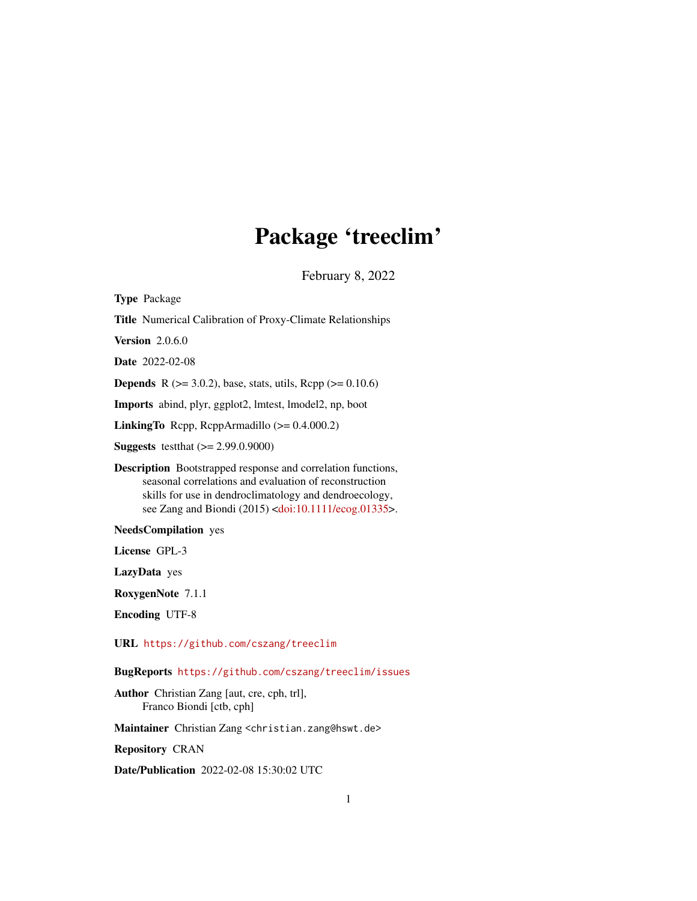# Package 'treeclim'

February 8, 2022

**Type** Package

**Title** Numerical Calibration of Proxy-Climate Relationships

**Version** 2.0.6.0

**Date** 2022-02-08

**Depends** R (>= 3.0.2), base, stats, utils, Rcpp (>= 0.10.6)

**Imports** abind, plyr, ggplot2, lmtest, lmodel2, np, boot

**LinkingTo** Rcpp, RcppArmadillo (>= 0.4.000.2)

**Suggests** testthat (>= 2.99.0.9000)

**Description** Bootstrapped response and correlation functions, seasonal correlations and evaluation of reconstruction skills for use in dendroclimatology and dendroecology, see Zang and Biondi (2015) <doi:10.1111/ecog.01335>.

**NeedsCompilation** yes

**License** GPL-3

**LazyData** yes

**RoxygenNote** 7.1.1

**Encoding** UTF-8

**URL** https://github.com/cszang/treeclim

**BugReports** https://github.com/cszang/treeclim/issues

**Author** Christian Zang [aut, cre, cph, trl], Franco Biondi [ctb, cph]

**Maintainer** Christian Zang <christian.zang@hswt.de>

**Repository** CRAN

**Date/Publication** 2022-02-08 15:30:02 UTC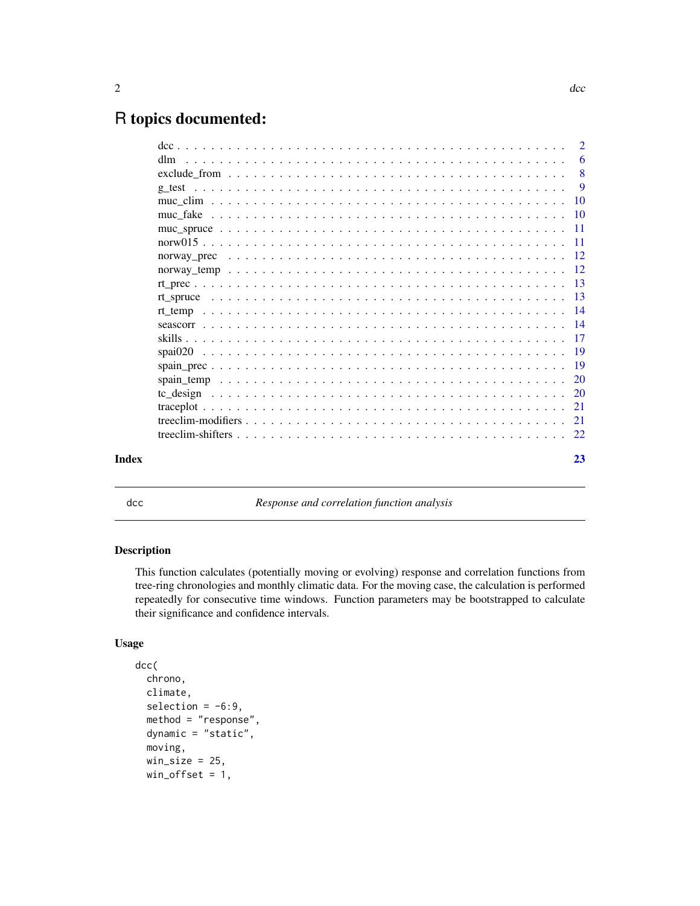# R topics documented:

| | |
|---|---|
| dcc | 2 |
| dlm | 6 |
| exclude_from | 8 |
| g_test | 9 |
| muc_clim | 10 |
| muc_fake | 10 |
| muc_spruce | 11 |
| norw015 | 11 |
| norway_prec | 12 |
| norway_temp | 12 |
| rt_prec | 13 |
| rt_spruce | 13 |
| rt_temp | 14 |
| seascorr | 14 |
| skills | 17 |
| spai020 | 19 |
| spain_prec | 19 |
| spain_temp | 20 |
| tc_design | 20 |
| traceplot | 21 |
| treeclim-modifiers | 21 |
| treeclim-shifters | 22 |

**Index** 23

---

dcc *Response and correlation function analysis*

---

## Description

This function calculates (potentially moving or evolving) response and correlation functions from tree-ring chronologies and monthly climatic data. For the moving case, the calculation is performed repeatedly for consecutive time windows. Function parameters may be bootstrapped to calculate their significance and confidence intervals.

## Usage

```
dcc(
  chrono,
  climate,
  selection = -6:9,
  method = "response",
  dynamic = "static",
  moving,
  win_size = 25,
  win_offset = 1,
```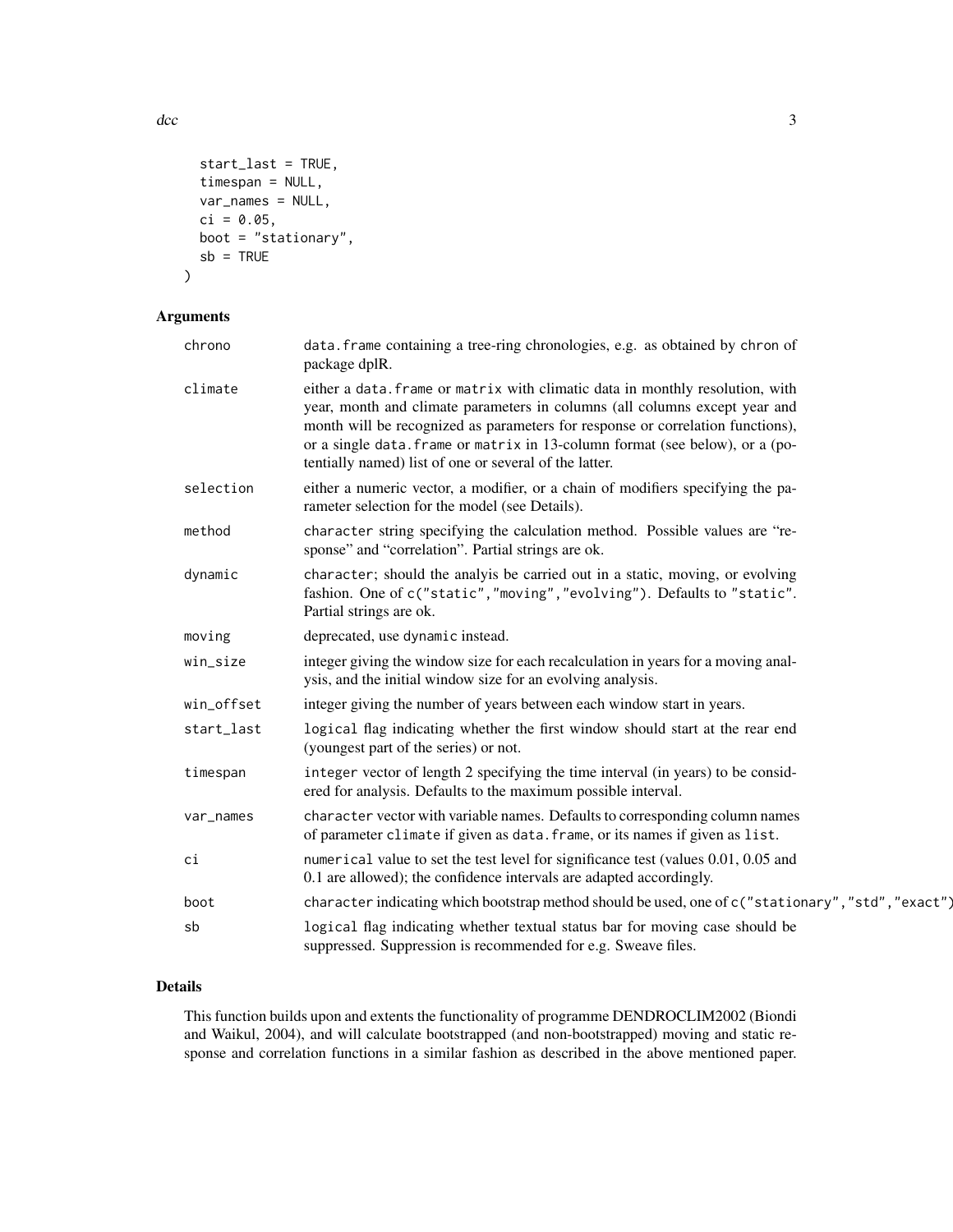```
  start_last = TRUE,
  timespan = NULL,
  var_names = NULL,
  ci = 0.05,
  boot = "stationary",
  sb = TRUE
)
```

## Arguments

| | |
|---|---|
| chrono | data.frame containing a tree-ring chronologies, e.g. as obtained by chron of package dplR. |
| climate | either a data.frame or matrix with climatic data in monthly resolution, with year, month and climate parameters in columns (all columns except year and month will be recognized as parameters for response or correlation functions), or a single data.frame or matrix in 13-column format (see below), or a (potentially named) list of one or several of the latter. |
| selection | either a numeric vector, a modifier, or a chain of modifiers specifying the parameter selection for the model (see Details). |
| method | character string specifying the calculation method. Possible values are "response" and "correlation". Partial strings are ok. |
| dynamic | character; should the analyis be carried out in a static, moving, or evolving fashion. One of c("static","moving","evolving"). Defaults to "static". Partial strings are ok. |
| moving | deprecated, use dynamic instead. |
| win_size | integer giving the window size for each recalculation in years for a moving analysis, and the initial window size for an evolving analysis. |
| win_offset | integer giving the number of years between each window start in years. |
| start_last | logical flag indicating whether the first window should start at the rear end (youngest part of the series) or not. |
| timespan | integer vector of length 2 specifying the time interval (in years) to be considered for analysis. Defaults to the maximum possible interval. |
| var_names | character vector with variable names. Defaults to corresponding column names of parameter climate if given as data.frame, or its names if given as list. |
| ci | numerical value to set the test level for significance test (values 0.01, 0.05 and 0.1 are allowed); the confidence intervals are adapted accordingly. |
| boot | character indicating which bootstrap method should be used, one of c("stationary","std","exact") |
| sb | logical flag indicating whether textual status bar for moving case should be suppressed. Suppression is recommended for e.g. Sweave files. |

## Details

This function builds upon and extents the functionality of programme DENDROCLIM2002 (Biondi and Waikul, 2004), and will calculate bootstrapped (and non-bootstrapped) moving and static response and correlation functions in a similar fashion as described in the above mentioned paper.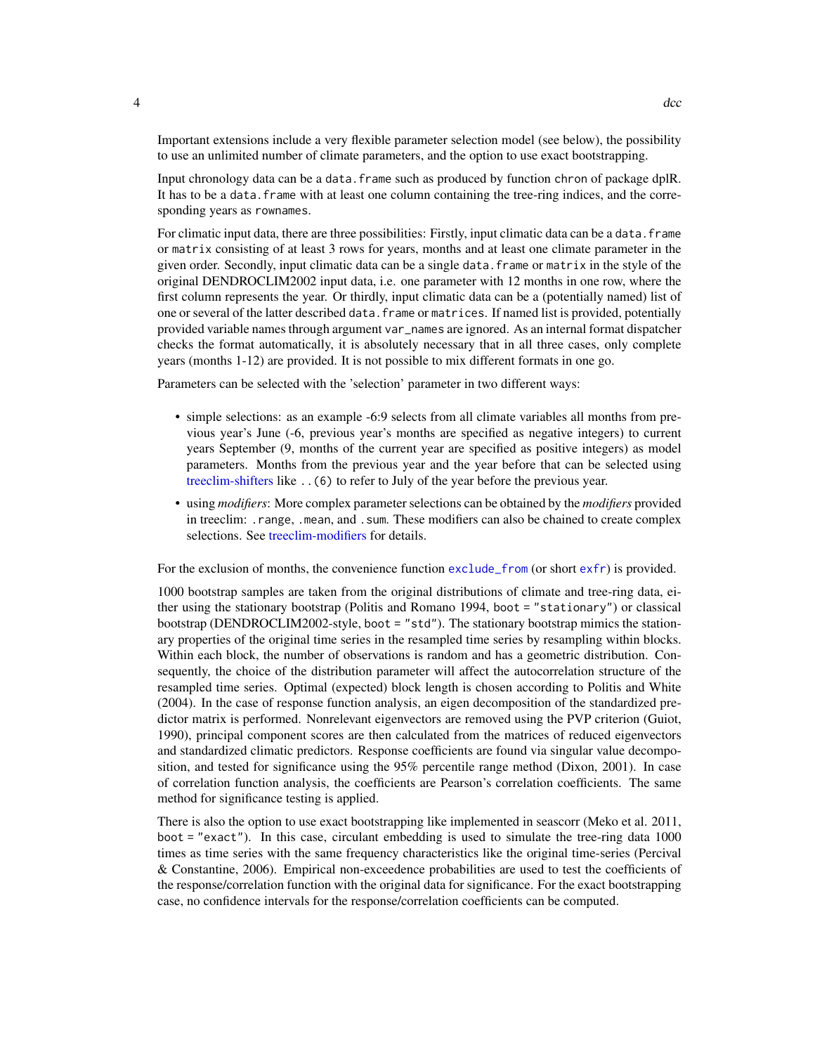Important extensions include a very flexible parameter selection model (see below), the possibility to use an unlimited number of climate parameters, and the option to use exact bootstrapping.

Input chronology data can be a `data.frame` such as produced by function `chron` of package dplR. It has to be a `data.frame` with at least one column containing the tree-ring indices, and the corresponding years as `rownames`.

For climatic input data, there are three possibilities: Firstly, input climatic data can be a `data.frame` or `matrix` consisting of at least 3 rows for years, months and at least one climate parameter in the given order. Secondly, input climatic data can be a single `data.frame` or `matrix` in the style of the original DENDROCLIM2002 input data, i.e. one parameter with 12 months in one row, where the first column represents the year. Or thirdly, input climatic data can be a (potentially named) list of one or several of the latter described `data.frame` or `matrices`. If named list is provided, potentially provided variable names through argument `var_names` are ignored. As an internal format dispatcher checks the format automatically, it is absolutely necessary that in all three cases, only complete years (months 1-12) are provided. It is not possible to mix different formats in one go.

Parameters can be selected with the 'selection' parameter in two different ways:

- simple selections: as an example -6:9 selects from all climate variables all months from previous year's June (-6, previous year's months are specified as negative integers) to current years September (9, months of the current year are specified as positive integers) as model parameters. Months from the previous year and the year before that can be selected using treeclim-shifters like `..(6)` to refer to July of the year before the previous year.
- using *modifiers*: More complex parameter selections can be obtained by the *modifiers* provided in treeclim: `.range`, `.mean`, and `.sum`. These modifiers can also be chained to create complex selections. See treeclim-modifiers for details.

For the exclusion of months, the convenience function `exclude_from` (or short `exfr`) is provided.

1000 bootstrap samples are taken from the original distributions of climate and tree-ring data, either using the stationary bootstrap (Politis and Romano 1994, `boot = "stationary"`) or classical bootstrap (DENDROCLIM2002-style, `boot = "std"`). The stationary bootstrap mimics the stationary properties of the original time series in the resampled time series by resampling within blocks. Within each block, the number of observations is random and has a geometric distribution. Consequently, the choice of the distribution parameter will affect the autocorrelation structure of the resampled time series. Optimal (expected) block length is chosen according to Politis and White (2004). In the case of response function analysis, an eigen decomposition of the standardized predictor matrix is performed. Nonrelevant eigenvectors are removed using the PVP criterion (Guiot, 1990), principal component scores are then calculated from the matrices of reduced eigenvectors and standardized climatic predictors. Response coefficients are found via singular value decomposition, and tested for significance using the 95% percentile range method (Dixon, 2001). In case of correlation function analysis, the coefficients are Pearson's correlation coefficients. The same method for significance testing is applied.

There is also the option to use exact bootstrapping like implemented in seascorr (Meko et al. 2011, `boot = "exact"`). In this case, circulant embedding is used to simulate the tree-ring data 1000 times as time series with the same frequency characteristics like the original time-series (Percival & Constantine, 2006). Empirical non-exceedence probabilities are used to test the coefficients of the response/correlation function with the original data for significance. For the exact bootstrapping case, no confidence intervals for the response/correlation coefficients can be computed.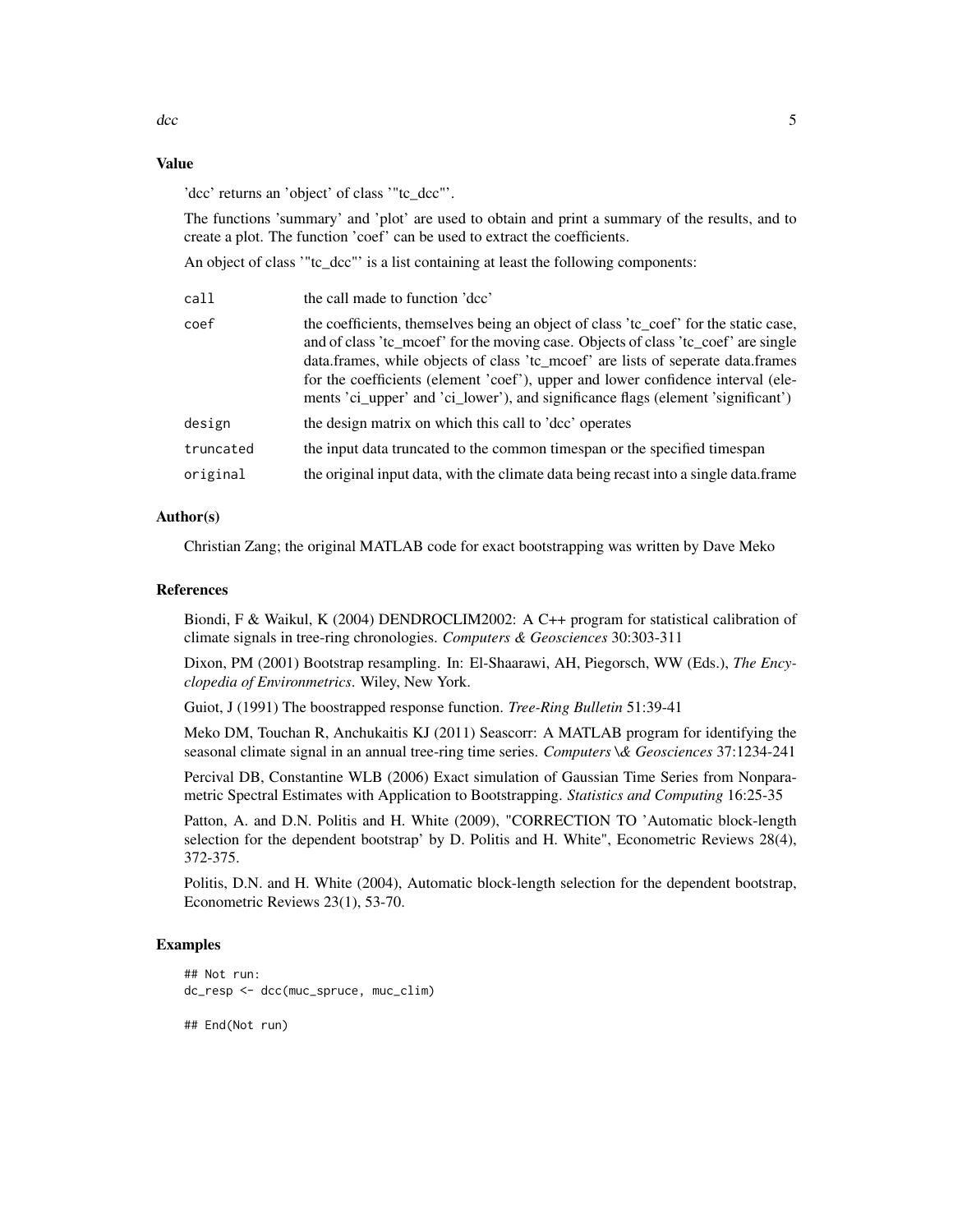### Value

'dcc' returns an 'object' of class '"tc_dcc"'.

The functions 'summary' and 'plot' are used to obtain and print a summary of the results, and to create a plot. The function 'coef' can be used to extract the coefficients.

An object of class '"tc_dcc"' is a list containing at least the following components:

| | |
|---|---|
| `call` | the call made to function 'dcc' |
| `coef` | the coefficients, themselves being an object of class 'tc_coef' for the static case, and of class 'tc_mcoef' for the moving case. Objects of class 'tc_coef' are single data.frames, while objects of class 'tc_mcoef' are lists of seperate data.frames for the coefficients (element 'coef'), upper and lower confidence interval (elements 'ci_upper' and 'ci_lower'), and significance flags (element 'significant') |
| `design` | the design matrix on which this call to 'dcc' operates |
| `truncated` | the input data truncated to the common timespan or the specified timespan |
| `original` | the original input data, with the climate data being recast into a single data.frame |

### Author(s)

Christian Zang; the original MATLAB code for exact bootstrapping was written by Dave Meko

### References

Biondi, F & Waikul, K (2004) DENDROCLIM2002: A C++ program for statistical calibration of climate signals in tree-ring chronologies. *Computers & Geosciences* 30:303-311

Dixon, PM (2001) Bootstrap resampling. In: El-Shaarawi, AH, Piegorsch, WW (Eds.), *The Encyclopedia of Environmetrics*. Wiley, New York.

Guiot, J (1991) The boostrapped response function. *Tree-Ring Bulletin* 51:39-41

Meko DM, Touchan R, Anchukaitis KJ (2011) Seascorr: A MATLAB program for identifying the seasonal climate signal in an annual tree-ring time series. *Computers \& Geosciences* 37:1234-241

Percival DB, Constantine WLB (2006) Exact simulation of Gaussian Time Series from Nonparametric Spectral Estimates with Application to Bootstrapping. *Statistics and Computing* 16:25-35

Patton, A. and D.N. Politis and H. White (2009), "CORRECTION TO 'Automatic block-length selection for the dependent bootstrap' by D. Politis and H. White", Econometric Reviews 28(4), 372-375.

Politis, D.N. and H. White (2004), Automatic block-length selection for the dependent bootstrap, Econometric Reviews 23(1), 53-70.

### Examples

```
## Not run:
dc_resp <- dcc(muc_spruce, muc_clim)

## End(Not run)
```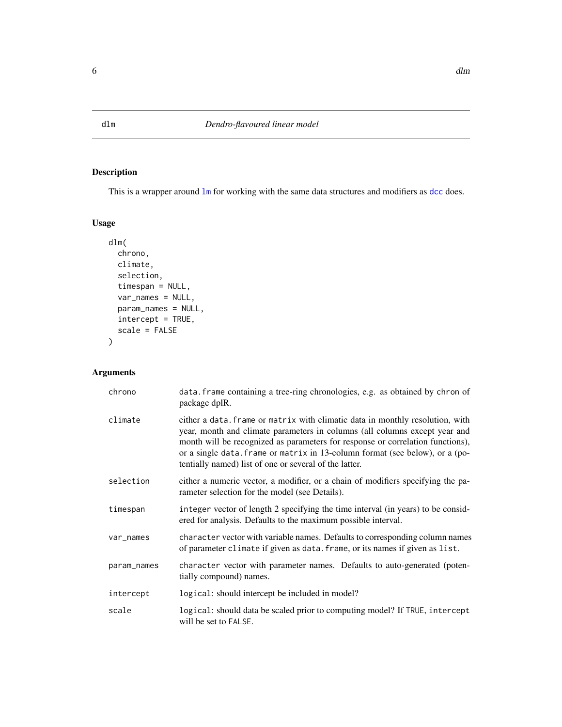dlm *Dendro-flavoured linear model*

## Description

This is a wrapper around `lm` for working with the same data structures and modifiers as `dcc` does.

## Usage

```
dlm(
  chrono,
  climate,
  selection,
  timespan = NULL,
  var_names = NULL,
  param_names = NULL,
  intercept = TRUE,
  scale = FALSE
)
```

## Arguments

| | |
|---|---|
| chrono | `data.frame` containing a tree-ring chronologies, e.g. as obtained by `chron` of package dplR. |
| climate | either a `data.frame` or `matrix` with climatic data in monthly resolution, with year, month and climate parameters in columns (all columns except year and month will be recognized as parameters for response or correlation functions), or a single `data.frame` or `matrix` in 13-column format (see below), or a (potentially named) list of one or several of the latter. |
| selection | either a numeric vector, a modifier, or a chain of modifiers specifying the parameter selection for the model (see Details). |
| timespan | `integer` vector of length 2 specifying the time interval (in years) to be considered for analysis. Defaults to the maximum possible interval. |
| var_names | `character` vector with variable names. Defaults to corresponding column names of parameter `climate` if given as `data.frame`, or its names if given as `list`. |
| param_names | `character` vector with parameter names. Defaults to auto-generated (potentially compound) names. |
| intercept | `logical`: should intercept be included in model? |
| scale | `logical`: should data be scaled prior to computing model? If `TRUE`, `intercept` will be set to `FALSE`. |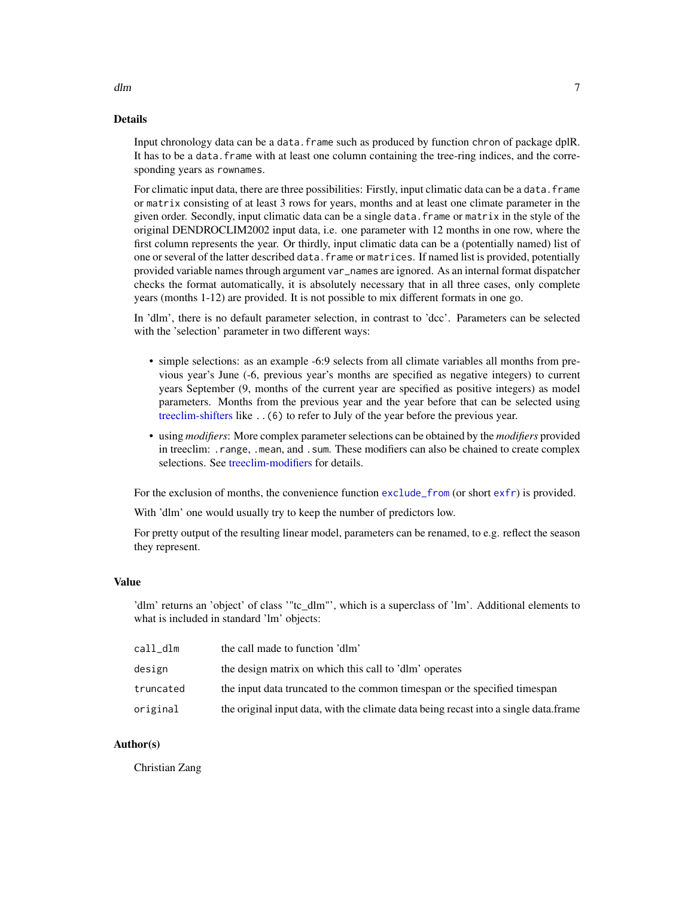## Details

Input chronology data can be a `data.frame` such as produced by function `chron` of package dplR. It has to be a `data.frame` with at least one column containing the tree-ring indices, and the corresponding years as `rownames`.

For climatic input data, there are three possibilities: Firstly, input climatic data can be a `data.frame` or `matrix` consisting of at least 3 rows for years, months and at least one climate parameter in the given order. Secondly, input climatic data can be a single `data.frame` or `matrix` in the style of the original DENDROCLIM2002 input data, i.e. one parameter with 12 months in one row, where the first column represents the year. Or thirdly, input climatic data can be a (potentially named) list of one or several of the latter described `data.frame` or `matrices`. If named list is provided, potentially provided variable names through argument `var_names` are ignored. As an internal format dispatcher checks the format automatically, it is absolutely necessary that in all three cases, only complete years (months 1-12) are provided. It is not possible to mix different formats in one go.

In 'dlm', there is no default parameter selection, in contrast to 'dcc'. Parameters can be selected with the 'selection' parameter in two different ways:

- simple selections: as an example -6:9 selects from all climate variables all months from previous year's June (-6, previous year's months are specified as negative integers) to current years September (9, months of the current year are specified as positive integers) as model parameters. Months from the previous year and the year before that can be selected using treeclim-shifters like `..(6)` to refer to July of the year before the previous year.
- using *modifiers*: More complex parameter selections can be obtained by the *modifiers* provided in treeclim: `.range`, `.mean`, and `.sum`. These modifiers can also be chained to create complex selections. See treeclim-modifiers for details.

For the exclusion of months, the convenience function `exclude_from` (or short `exfr`) is provided.

With 'dlm' one would usually try to keep the number of predictors low.

For pretty output of the resulting linear model, parameters can be renamed, to e.g. reflect the season they represent.

## Value

'dlm' returns an 'object' of class '"tc_dlm"', which is a superclass of 'lm'. Additional elements to what is included in standard 'lm' objects:

| | |
|---|---|
| `call_dlm` | the call made to function 'dlm' |
| `design` | the design matrix on which this call to 'dlm' operates |
| `truncated` | the input data truncated to the common timespan or the specified timespan |
| `original` | the original input data, with the climate data being recast into a single data.frame |

## Author(s)

Christian Zang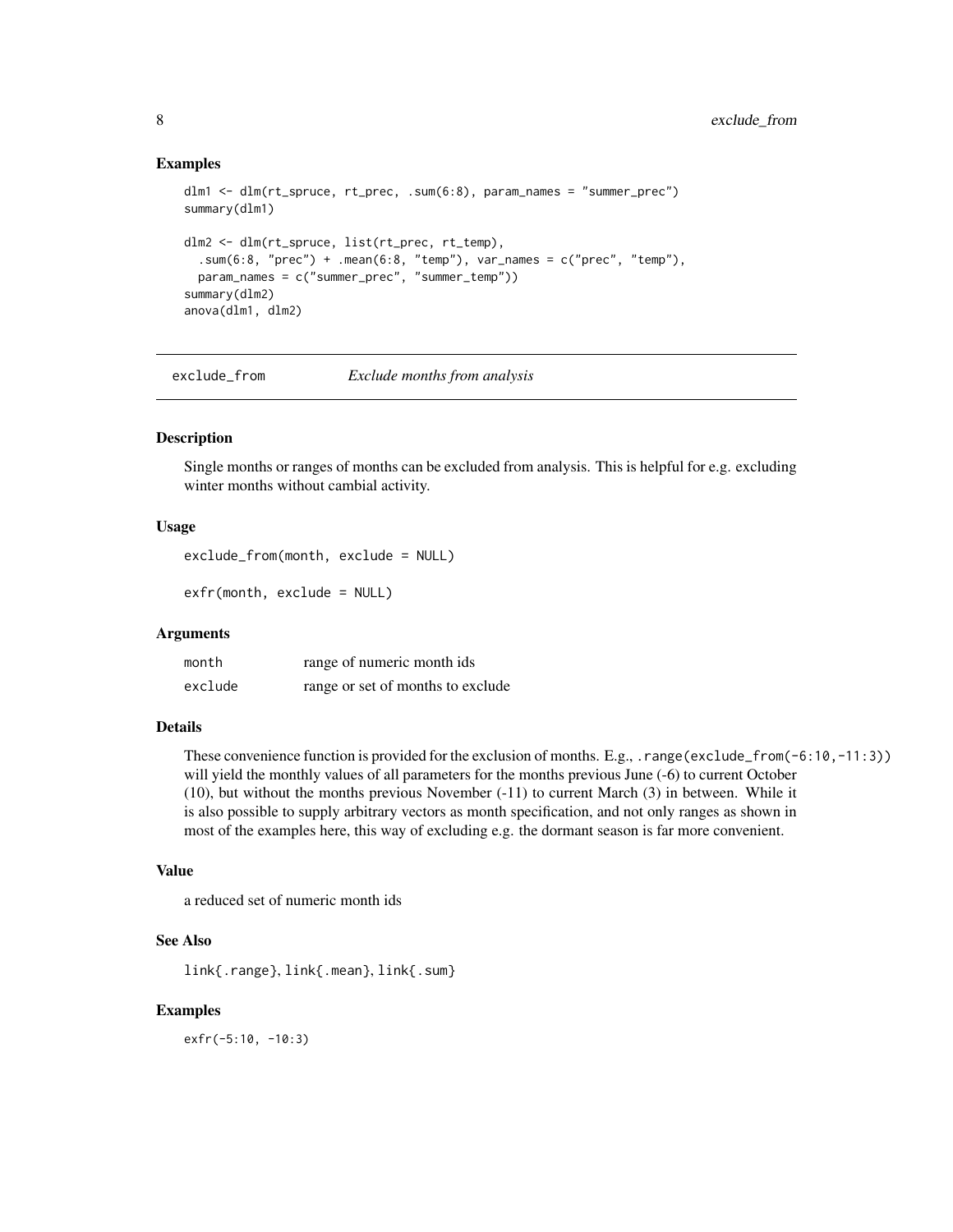### Examples

```
dlm1 <- dlm(rt_spruce, rt_prec, .sum(6:8), param_names = "summer_prec")
summary(dlm1)

dlm2 <- dlm(rt_spruce, list(rt_prec, rt_temp),
  .sum(6:8, "prec") + .mean(6:8, "temp"), var_names = c("prec", "temp"),
  param_names = c("summer_prec", "summer_temp"))
summary(dlm2)
anova(dlm1, dlm2)
```

---

## exclude_from    *Exclude months from analysis*

---

### Description

Single months or ranges of months can be excluded from analysis. This is helpful for e.g. excluding winter months without cambial activity.

### Usage

```
exclude_from(month, exclude = NULL)

exfr(month, exclude = NULL)
```

### Arguments

| | |
|---|---|
| `month` | range of numeric month ids |
| `exclude` | range or set of months to exclude |

### Details

These convenience function is provided for the exclusion of months. E.g., `.range(exclude_from(-6:10,-11:3))` will yield the monthly values of all parameters for the months previous June (-6) to current October (10), but without the months previous November (-11) to current March (3) in between. While it is also possible to supply arbitrary vectors as month specification, and not only ranges as shown in most of the examples here, this way of excluding e.g. the dormant season is far more convenient.

### Value

a reduced set of numeric month ids

### See Also

`link{.range}`, `link{.mean}`, `link{.sum}`

### Examples

```
exfr(-5:10, -10:3)
```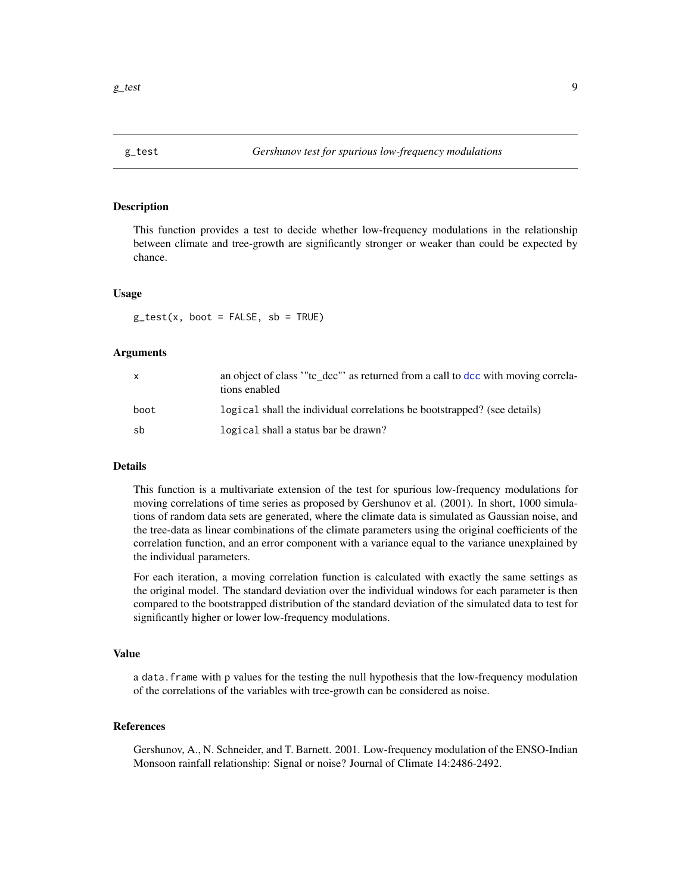## g_test *Gershunov test for spurious low-frequency modulations*

### Description

This function provides a test to decide whether low-frequency modulations in the relationship between climate and tree-growth are significantly stronger or weaker than could be expected by chance.

### Usage

```
g_test(x, boot = FALSE, sb = TRUE)
```

### Arguments

| | |
|---|---|
| x | an object of class '"tc_dcc"' as returned from a call to dcc with moving correlations enabled |
| boot | logical shall the individual correlations be bootstrapped? (see details) |
| sb | logical shall a status bar be drawn? |

### Details

This function is a multivariate extension of the test for spurious low-frequency modulations for moving correlations of time series as proposed by Gershunov et al. (2001). In short, 1000 simulations of random data sets are generated, where the climate data is simulated as Gaussian noise, and the tree-data as linear combinations of the climate parameters using the original coefficients of the correlation function, and an error component with a variance equal to the variance unexplained by the individual parameters.

For each iteration, a moving correlation function is calculated with exactly the same settings as the original model. The standard deviation over the individual windows for each parameter is then compared to the bootstrapped distribution of the standard deviation of the simulated data to test for significantly higher or lower low-frequency modulations.

### Value

a data.frame with p values for the testing the null hypothesis that the low-frequency modulation of the correlations of the variables with tree-growth can be considered as noise.

### References

Gershunov, A., N. Schneider, and T. Barnett. 2001. Low-frequency modulation of the ENSO-Indian Monsoon rainfall relationship: Signal or noise? Journal of Climate 14:2486-2492.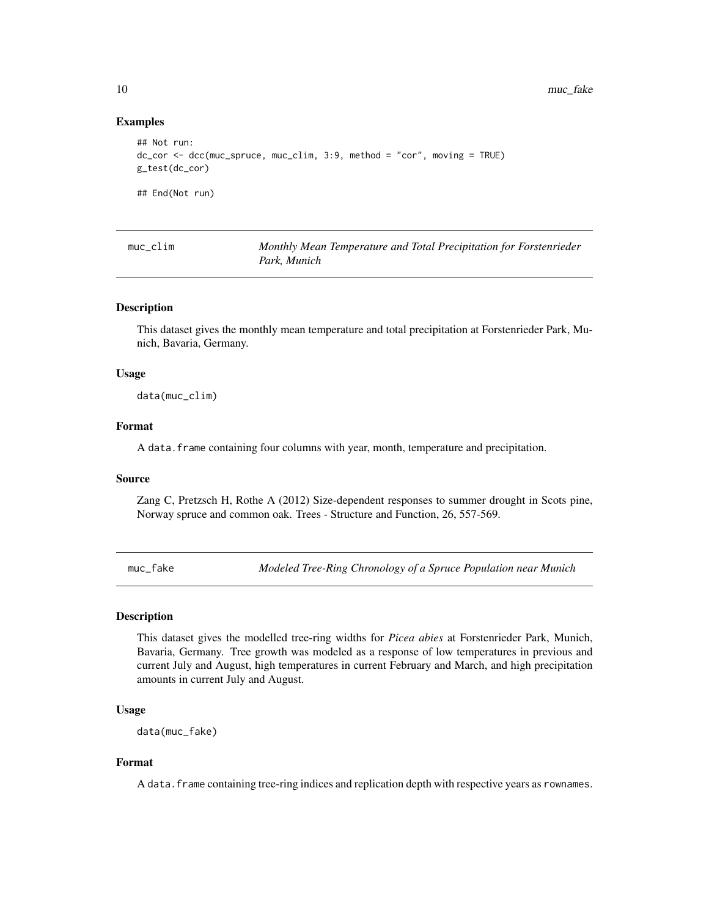### Examples

```
## Not run:
dc_cor <- dcc(muc_spruce, muc_clim, 3:9, method = "cor", moving = TRUE)
g_test(dc_cor)

## End(Not run)
```

## muc_clim — *Monthly Mean Temperature and Total Precipitation for Forstenrieder Park, Munich*

### Description

This dataset gives the monthly mean temperature and total precipitation at Forstenrieder Park, Munich, Bavaria, Germany.

### Usage

```
data(muc_clim)
```

### Format

A `data.frame` containing four columns with year, month, temperature and precipitation.

### Source

Zang C, Pretzsch H, Rothe A (2012) Size-dependent responses to summer drought in Scots pine, Norway spruce and common oak. Trees - Structure and Function, 26, 557-569.

## muc_fake — *Modeled Tree-Ring Chronology of a Spruce Population near Munich*

### Description

This dataset gives the modelled tree-ring widths for *Picea abies* at Forstenrieder Park, Munich, Bavaria, Germany. Tree growth was modeled as a response of low temperatures in previous and current July and August, high temperatures in current February and March, and high precipitation amounts in current July and August.

### Usage

```
data(muc_fake)
```

### Format

A `data.frame` containing tree-ring indices and replication depth with respective years as `rownames`.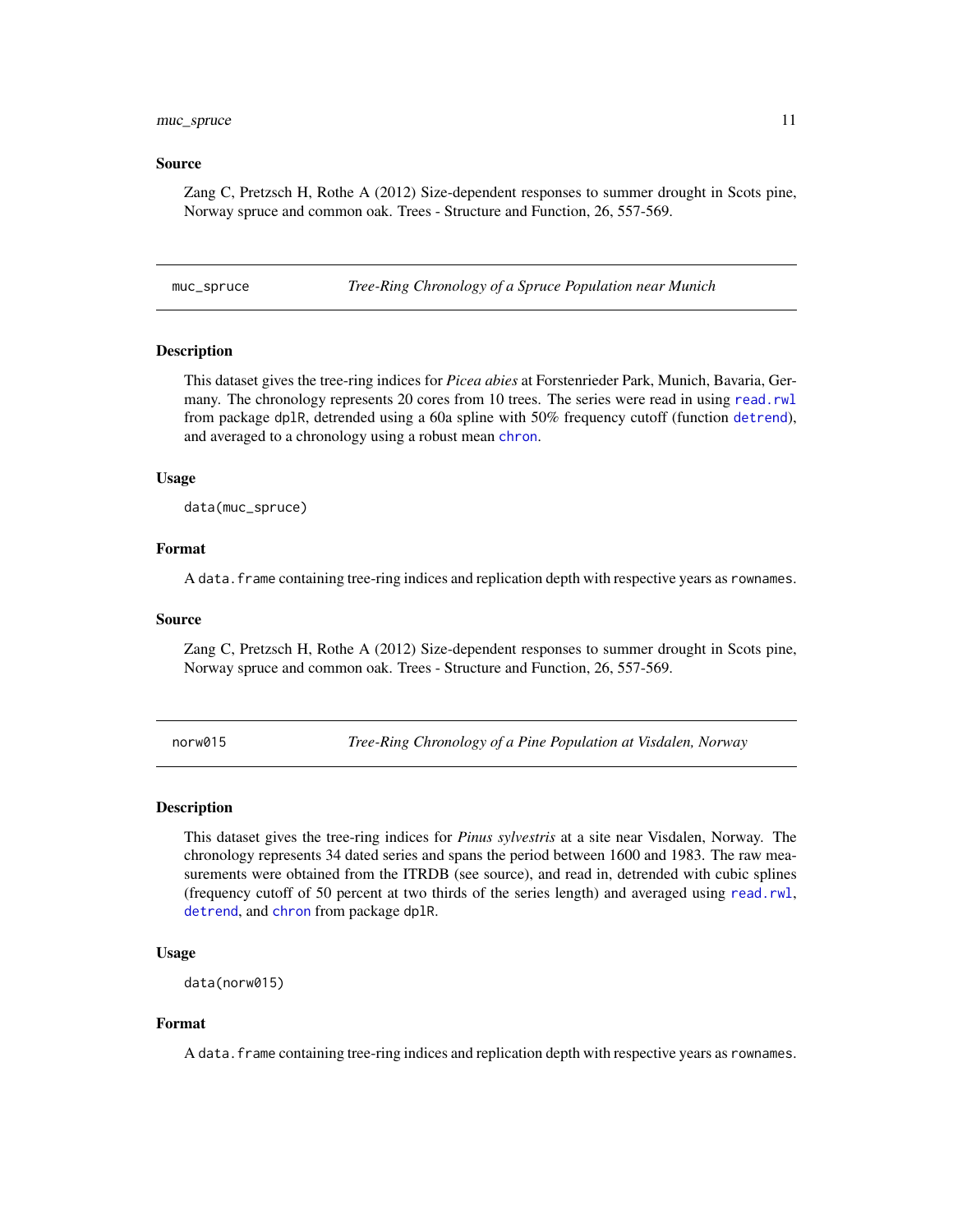### Source

Zang C, Pretzsch H, Rothe A (2012) Size-dependent responses to summer drought in Scots pine, Norway spruce and common oak. Trees - Structure and Function, 26, 557-569.

---

## muc_spruce — *Tree-Ring Chronology of a Spruce Population near Munich*

### Description

This dataset gives the tree-ring indices for *Picea abies* at Forstenrieder Park, Munich, Bavaria, Germany. The chronology represents 20 cores from 10 trees. The series were read in using `read.rwl` from package `dplR`, detrended using a 60a spline with 50% frequency cutoff (function `detrend`), and averaged to a chronology using a robust mean `chron`.

### Usage

```
data(muc_spruce)
```

### Format

A `data.frame` containing tree-ring indices and replication depth with respective years as `rownames`.

### Source

Zang C, Pretzsch H, Rothe A (2012) Size-dependent responses to summer drought in Scots pine, Norway spruce and common oak. Trees - Structure and Function, 26, 557-569.

---

## norw015 — *Tree-Ring Chronology of a Pine Population at Visdalen, Norway*

### Description

This dataset gives the tree-ring indices for *Pinus sylvestris* at a site near Visdalen, Norway. The chronology represents 34 dated series and spans the period between 1600 and 1983. The raw measurements were obtained from the ITRDB (see source), and read in, detrended with cubic splines (frequency cutoff of 50 percent at two thirds of the series length) and averaged using `read.rwl`, `detrend`, and `chron` from package `dplR`.

### Usage

```
data(norw015)
```

### Format

A `data.frame` containing tree-ring indices and replication depth with respective years as `rownames`.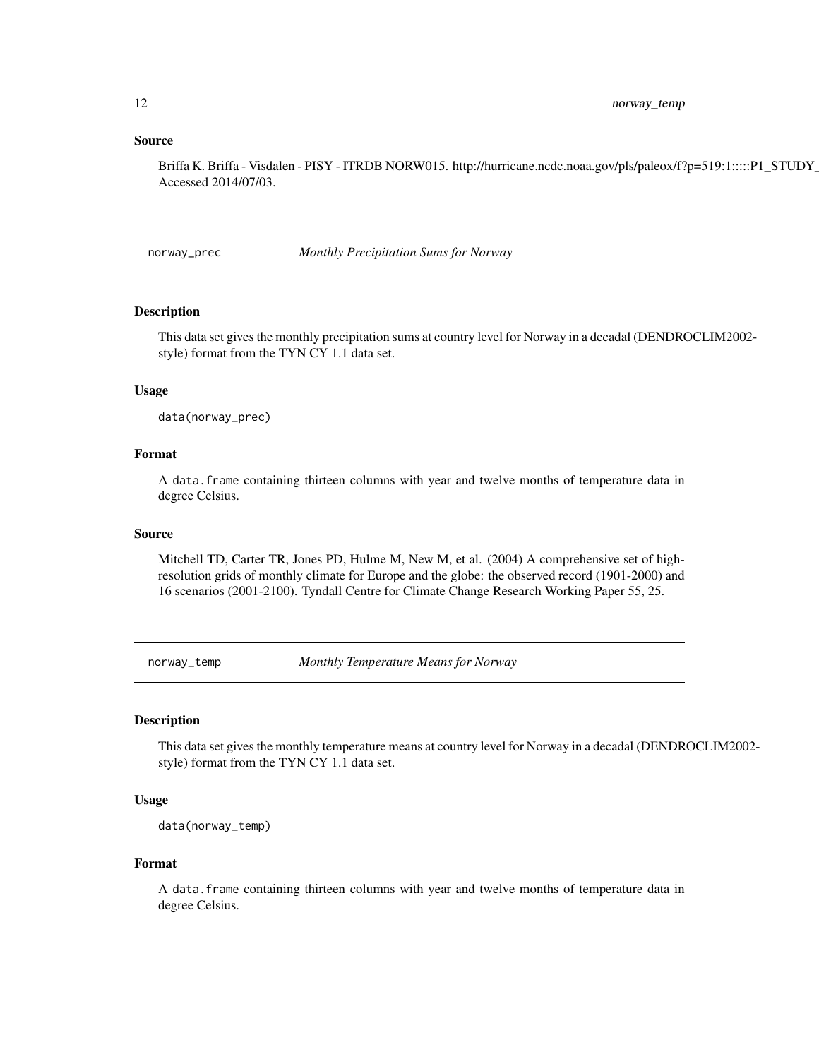### Source

Briffa K. Briffa - Visdalen - PISY - ITRDB NORW015. http://hurricane.ncdc.noaa.gov/pls/paleox/f?p=519:1:::::P1_STUDY_
Accessed 2014/07/03.

---

## norway_prec *Monthly Precipitation Sums for Norway*

### Description

This data set gives the monthly precipitation sums at country level for Norway in a decadal (DENDROCLIM2002-style) format from the TYN CY 1.1 data set.

### Usage

```
data(norway_prec)
```

### Format

A data.frame containing thirteen columns with year and twelve months of temperature data in degree Celsius.

### Source

Mitchell TD, Carter TR, Jones PD, Hulme M, New M, et al. (2004) A comprehensive set of high-resolution grids of monthly climate for Europe and the globe: the observed record (1901-2000) and 16 scenarios (2001-2100). Tyndall Centre for Climate Change Research Working Paper 55, 25.

---

## norway_temp *Monthly Temperature Means for Norway*

### Description

This data set gives the monthly temperature means at country level for Norway in a decadal (DENDROCLIM2002-style) format from the TYN CY 1.1 data set.

### Usage

```
data(norway_temp)
```

### Format

A data.frame containing thirteen columns with year and twelve months of temperature data in degree Celsius.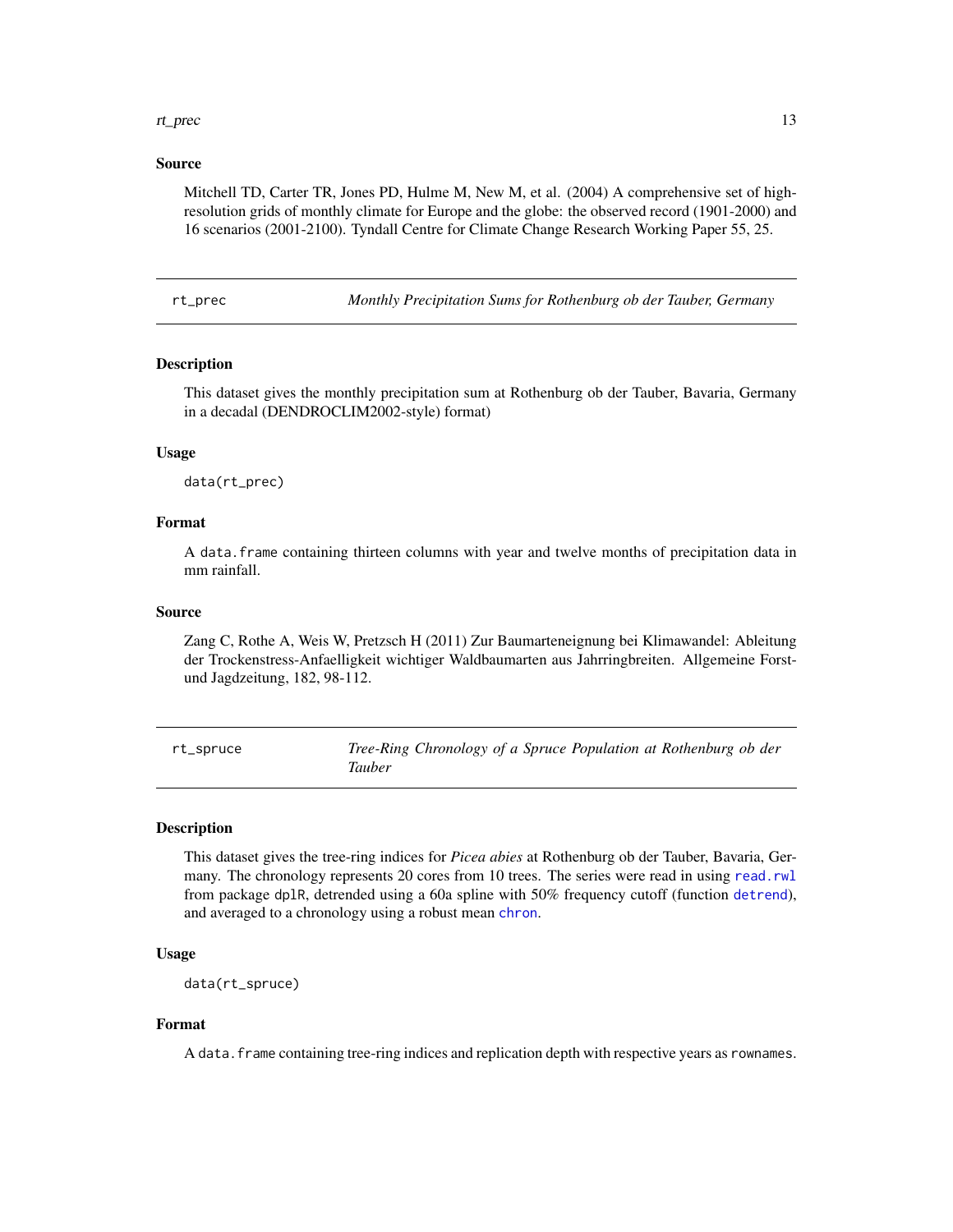### Source

Mitchell TD, Carter TR, Jones PD, Hulme M, New M, et al. (2004) A comprehensive set of high-resolution grids of monthly climate for Europe and the globe: the observed record (1901-2000) and 16 scenarios (2001-2100). Tyndall Centre for Climate Change Research Working Paper 55, 25.

---

## rt_prec — *Monthly Precipitation Sums for Rothenburg ob der Tauber, Germany*

---

### Description

This dataset gives the monthly precipitation sum at Rothenburg ob der Tauber, Bavaria, Germany in a decadal (DENDROCLIM2002-style) format)

### Usage

```
data(rt_prec)
```

### Format

A `data.frame` containing thirteen columns with year and twelve months of precipitation data in mm rainfall.

### Source

Zang C, Rothe A, Weis W, Pretzsch H (2011) Zur Baumarteneignung bei Klimawandel: Ableitung der Trockenstress-Anfaelligkeit wichtiger Waldbaumarten aus Jahrringbreiten. Allgemeine Forst- und Jagdzeitung, 182, 98-112.

---

## rt_spruce — *Tree-Ring Chronology of a Spruce Population at Rothenburg ob der Tauber*

---

### Description

This dataset gives the tree-ring indices for *Picea abies* at Rothenburg ob der Tauber, Bavaria, Germany. The chronology represents 20 cores from 10 trees. The series were read in using `read.rwl` from package `dplR`, detrended using a 60a spline with 50% frequency cutoff (function `detrend`), and averaged to a chronology using a robust mean `chron`.

### Usage

```
data(rt_spruce)
```

### Format

A `data.frame` containing tree-ring indices and replication depth with respective years as `rownames`.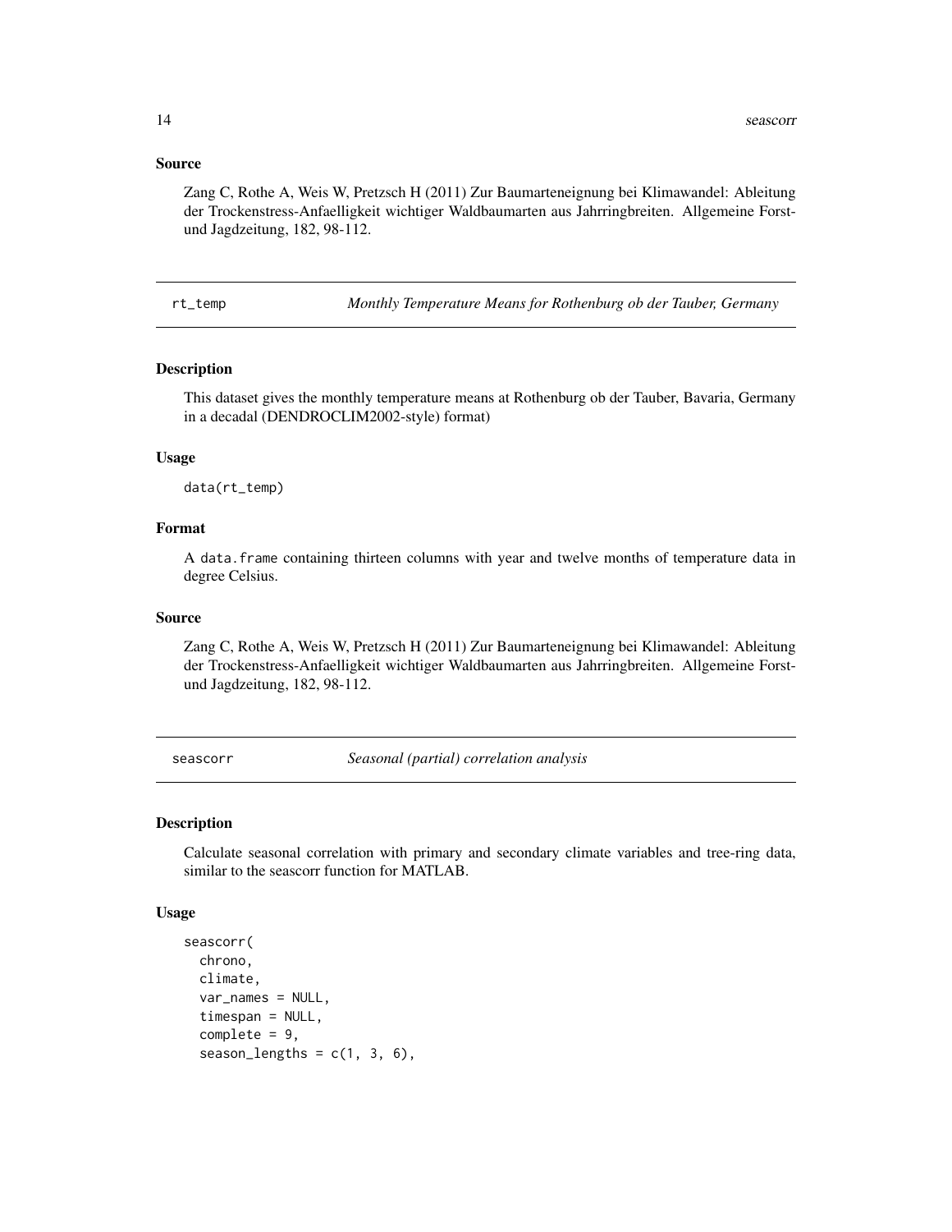### Source

Zang C, Rothe A, Weis W, Pretzsch H (2011) Zur Baumarteneignung bei Klimawandel: Ableitung der Trockenstress-Anfaelligkeit wichtiger Waldbaumarten aus Jahrringbreiten. Allgemeine Forst- und Jagdzeitung, 182, 98-112.

---

## rt_temp — *Monthly Temperature Means for Rothenburg ob der Tauber, Germany*

### Description

This dataset gives the monthly temperature means at Rothenburg ob der Tauber, Bavaria, Germany in a decadal (DENDROCLIM2002-style) format)

### Usage

```
data(rt_temp)
```

### Format

A `data.frame` containing thirteen columns with year and twelve months of temperature data in degree Celsius.

### Source

Zang C, Rothe A, Weis W, Pretzsch H (2011) Zur Baumarteneignung bei Klimawandel: Ableitung der Trockenstress-Anfaelligkeit wichtiger Waldbaumarten aus Jahrringbreiten. Allgemeine Forst- und Jagdzeitung, 182, 98-112.

---

## seascorr — *Seasonal (partial) correlation analysis*

### Description

Calculate seasonal correlation with primary and secondary climate variables and tree-ring data, similar to the seascorr function for MATLAB.

### Usage

```
seascorr(
  chrono,
  climate,
  var_names = NULL,
  timespan = NULL,
  complete = 9,
  season_lengths = c(1, 3, 6),
```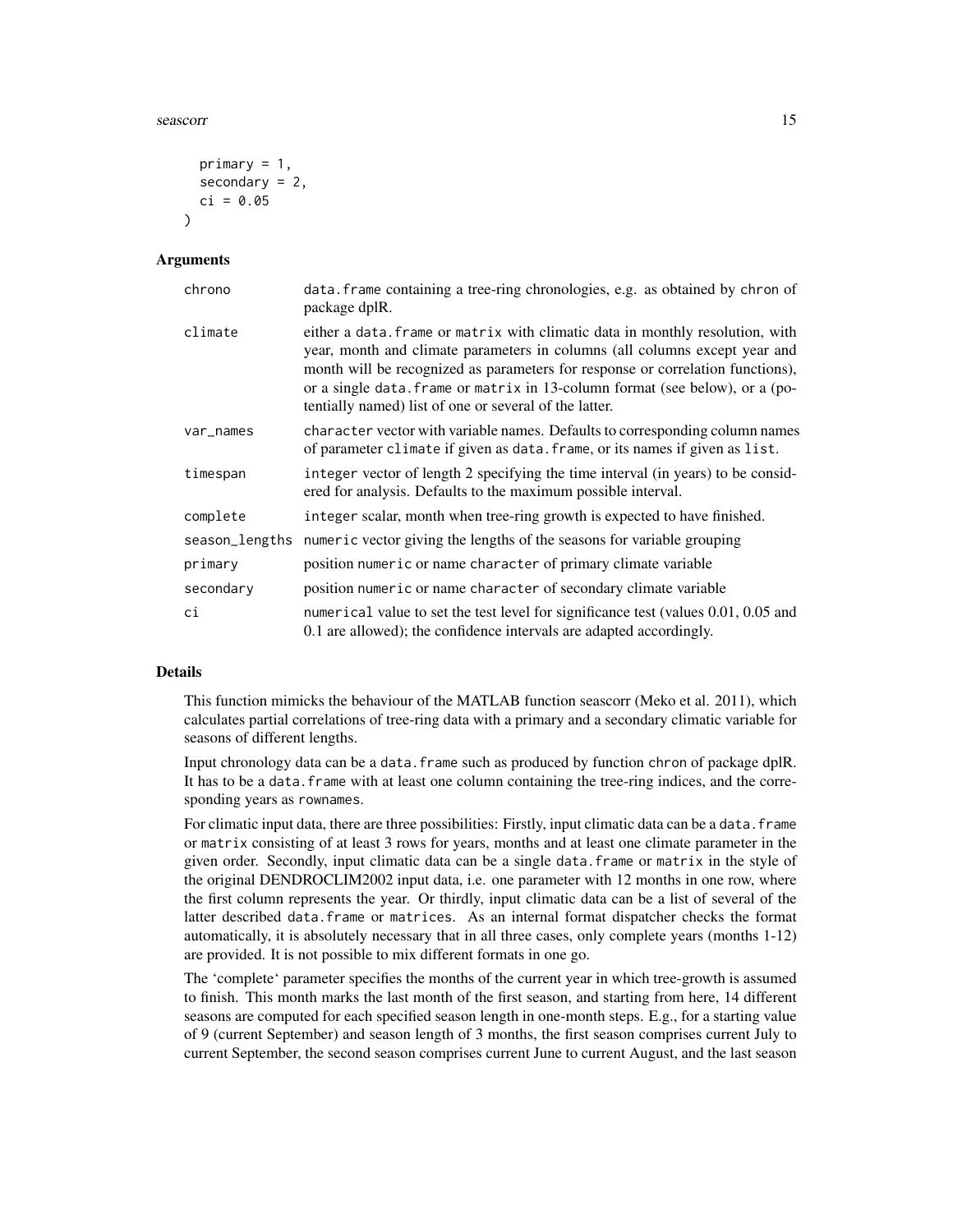```
  primary = 1,
  secondary = 2,
  ci = 0.05
)
```

## Arguments

| | |
|---|---|
| chrono | data.frame containing a tree-ring chronologies, e.g. as obtained by chron of package dplR. |
| climate | either a data.frame or matrix with climatic data in monthly resolution, with year, month and climate parameters in columns (all columns except year and month will be recognized as parameters for response or correlation functions), or a single data.frame or matrix in 13-column format (see below), or a (potentially named) list of one or several of the latter. |
| var_names | character vector with variable names. Defaults to corresponding column names of parameter climate if given as data.frame, or its names if given as list. |
| timespan | integer vector of length 2 specifying the time interval (in years) to be considered for analysis. Defaults to the maximum possible interval. |
| complete | integer scalar, month when tree-ring growth is expected to have finished. |
| season_lengths | numeric vector giving the lengths of the seasons for variable grouping |
| primary | position numeric or name character of primary climate variable |
| secondary | position numeric or name character of secondary climate variable |
| ci | numerical value to set the test level for significance test (values 0.01, 0.05 and 0.1 are allowed); the confidence intervals are adapted accordingly. |

## Details

This function mimicks the behaviour of the MATLAB function seascorr (Meko et al. 2011), which calculates partial correlations of tree-ring data with a primary and a secondary climatic variable for seasons of different lengths.

Input chronology data can be a data.frame such as produced by function chron of package dplR. It has to be a data.frame with at least one column containing the tree-ring indices, and the corresponding years as rownames.

For climatic input data, there are three possibilities: Firstly, input climatic data can be a data.frame or matrix consisting of at least 3 rows for years, months and at least one climate parameter in the given order. Secondly, input climatic data can be a single data.frame or matrix in the style of the original DENDROCLIM2002 input data, i.e. one parameter with 12 months in one row, where the first column represents the year. Or thirdly, input climatic data can be a list of several of the latter described data.frame or matrices. As an internal format dispatcher checks the format automatically, it is absolutely necessary that in all three cases, only complete years (months 1-12) are provided. It is not possible to mix different formats in one go.

The 'complete' parameter specifies the months of the current year in which tree-growth is assumed to finish. This month marks the last month of the first season, and starting from here, 14 different seasons are computed for each specified season length in one-month steps. E.g., for a starting value of 9 (current September) and season length of 3 months, the first season comprises current July to current September, the second season comprises current June to current August, and the last season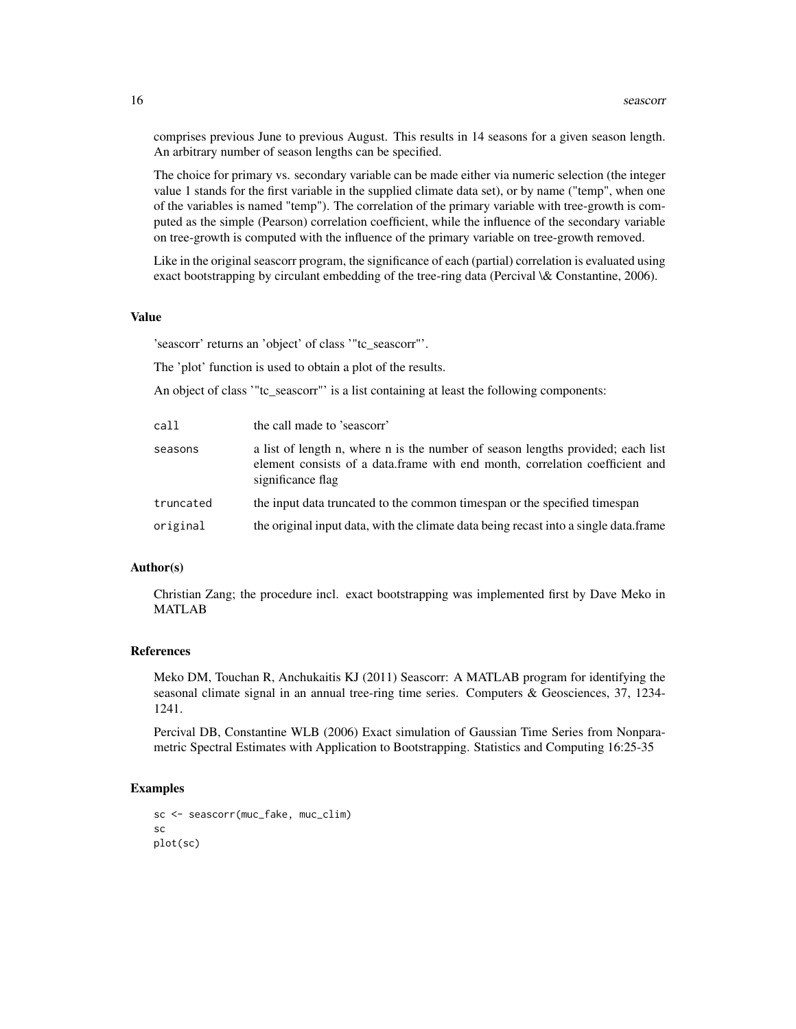comprises previous June to previous August. This results in 14 seasons for a given season length. An arbitrary number of season lengths can be specified.

The choice for primary vs. secondary variable can be made either via numeric selection (the integer value 1 stands for the first variable in the supplied climate data set), or by name ("temp", when one of the variables is named "temp"). The correlation of the primary variable with tree-growth is computed as the simple (Pearson) correlation coefficient, while the influence of the secondary variable on tree-growth is computed with the influence of the primary variable on tree-growth removed.

Like in the original seascorr program, the significance of each (partial) correlation is evaluated using exact bootstrapping by circulant embedding of the tree-ring data (Percival \& Constantine, 2006).

### Value

'seascorr' returns an 'object' of class '"tc_seascorr"'.

The 'plot' function is used to obtain a plot of the results.

An object of class '"tc_seascorr"' is a list containing at least the following components:

| | |
|---|---|
| `call` | the call made to 'seascorr' |
| `seasons` | a list of length n, where n is the number of season lengths provided; each list element consists of a data.frame with end month, correlation coefficient and significance flag |
| `truncated` | the input data truncated to the common timespan or the specified timespan |
| `original` | the original input data, with the climate data being recast into a single data.frame |

### Author(s)

Christian Zang; the procedure incl. exact bootstrapping was implemented first by Dave Meko in MATLAB

### References

Meko DM, Touchan R, Anchukaitis KJ (2011) Seascorr: A MATLAB program for identifying the seasonal climate signal in an annual tree-ring time series. Computers & Geosciences, 37, 1234-1241.

Percival DB, Constantine WLB (2006) Exact simulation of Gaussian Time Series from Nonparametric Spectral Estimates with Application to Bootstrapping. Statistics and Computing 16:25-35

### Examples

```
sc <- seascorr(muc_fake, muc_clim)
sc
plot(sc)
```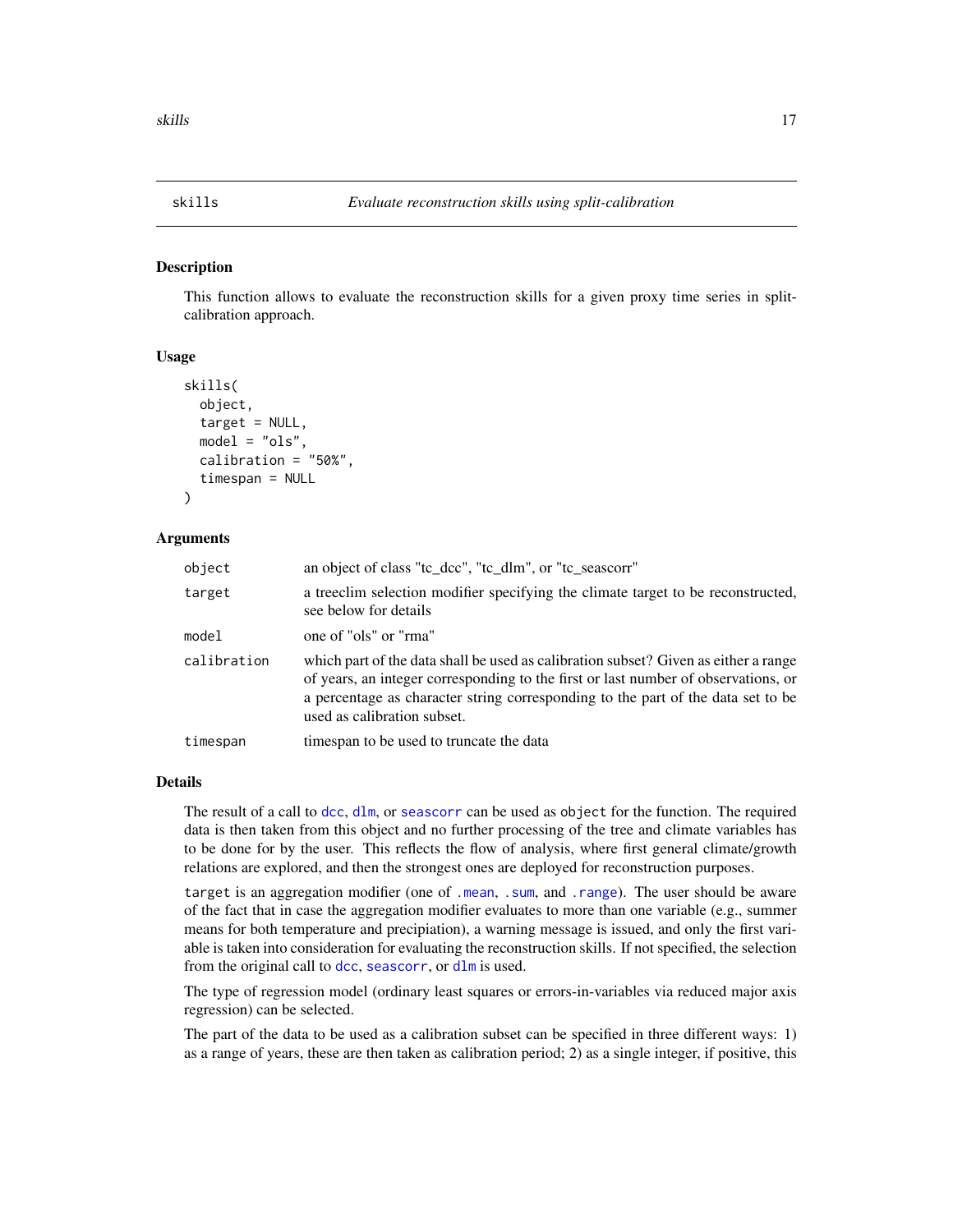## skills — *Evaluate reconstruction skills using split-calibration*

### Description

This function allows to evaluate the reconstruction skills for a given proxy time series in split-calibration approach.

### Usage

```
skills(
  object,
  target = NULL,
  model = "ols",
  calibration = "50%",
  timespan = NULL
)
```

### Arguments

| | |
|---|---|
| `object` | an object of class "tc_dcc", "tc_dlm", or "tc_seascorr" |
| `target` | a treeclim selection modifier specifying the climate target to be reconstructed, see below for details |
| `model` | one of "ols" or "rma" |
| `calibration` | which part of the data shall be used as calibration subset? Given as either a range of years, an integer corresponding to the first or last number of observations, or a percentage as character string corresponding to the part of the data set to be used as calibration subset. |
| `timespan` | timespan to be used to truncate the data |

### Details

The result of a call to `dcc`, `dlm`, or `seascorr` can be used as `object` for the function. The required data is then taken from this object and no further processing of the tree and climate variables has to be done for by the user. This reflects the flow of analysis, where first general climate/growth relations are explored, and then the strongest ones are deployed for reconstruction purposes.

`target` is an aggregation modifier (one of `.mean`, `.sum`, and `.range`). The user should be aware of the fact that in case the aggregation modifier evaluates to more than one variable (e.g., summer means for both temperature and precipiation), a warning message is issued, and only the first variable is taken into consideration for evaluating the reconstruction skills. If not specified, the selection from the original call to `dcc`, `seascorr`, or `dlm` is used.

The type of regression model (ordinary least squares or errors-in-variables via reduced major axis regression) can be selected.

The part of the data to be used as a calibration subset can be specified in three different ways: 1) as a range of years, these are then taken as calibration period; 2) as a single integer, if positive, this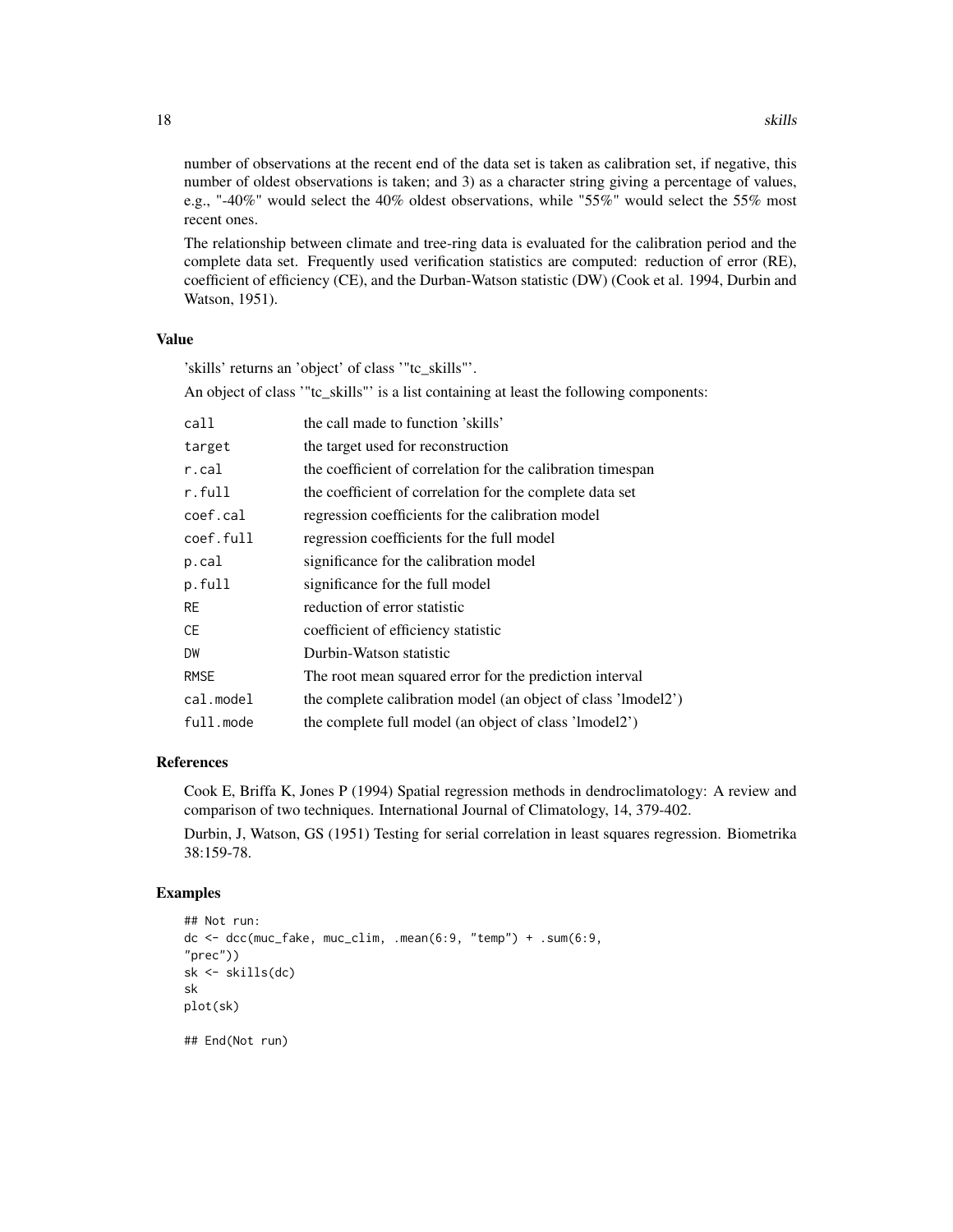number of observations at the recent end of the data set is taken as calibration set, if negative, this number of oldest observations is taken; and 3) as a character string giving a percentage of values, e.g., "-40%" would select the 40% oldest observations, while "55%" would select the 55% most recent ones.

The relationship between climate and tree-ring data is evaluated for the calibration period and the complete data set. Frequently used verification statistics are computed: reduction of error (RE), coefficient of efficiency (CE), and the Durban-Watson statistic (DW) (Cook et al. 1994, Durbin and Watson, 1951).

### Value

'skills' returns an 'object' of class '"tc_skills"'.

An object of class '"tc_skills"' is a list containing at least the following components:

| | |
|---|---|
| `call` | the call made to function 'skills' |
| `target` | the target used for reconstruction |
| `r.cal` | the coefficient of correlation for the calibration timespan |
| `r.full` | the coefficient of correlation for the complete data set |
| `coef.cal` | regression coefficients for the calibration model |
| `coef.full` | regression coefficients for the full model |
| `p.cal` | significance for the calibration model |
| `p.full` | significance for the full model |
| `RE` | reduction of error statistic |
| `CE` | coefficient of efficiency statistic |
| `DW` | Durbin-Watson statistic |
| `RMSE` | The root mean squared error for the prediction interval |
| `cal.model` | the complete calibration model (an object of class 'lmodel2') |
| `full.mode` | the complete full model (an object of class 'lmodel2') |

### References

Cook E, Briffa K, Jones P (1994) Spatial regression methods in dendroclimatology: A review and comparison of two techniques. International Journal of Climatology, 14, 379-402.

Durbin, J, Watson, GS (1951) Testing for serial correlation in least squares regression. Biometrika 38:159-78.

### Examples

```
## Not run:
dc <- dcc(muc_fake, muc_clim, .mean(6:9, "temp") + .sum(6:9,
"prec"))
sk <- skills(dc)
sk
plot(sk)

## End(Not run)
```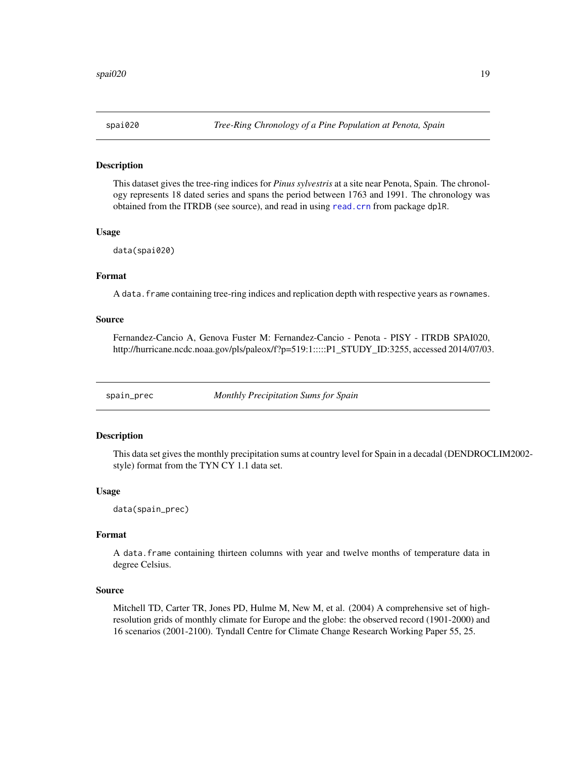## spai020 — *Tree-Ring Chronology of a Pine Population at Penota, Spain*

### Description

This dataset gives the tree-ring indices for *Pinus sylvestris* at a site near Penota, Spain. The chronology represents 18 dated series and spans the period between 1763 and 1991. The chronology was obtained from the ITRDB (see source), and read in using `read.crn` from package `dplR`.

### Usage

```
data(spai020)
```

### Format

A `data.frame` containing tree-ring indices and replication depth with respective years as `rownames`.

### Source

Fernandez-Cancio A, Genova Fuster M: Fernandez-Cancio - Penota - PISY - ITRDB SPAI020, http://hurricane.ncdc.noaa.gov/pls/paleox/f?p=519:1:::::P1_STUDY_ID:3255, accessed 2014/07/03.

## spain_prec — *Monthly Precipitation Sums for Spain*

### Description

This data set gives the monthly precipitation sums at country level for Spain in a decadal (DENDROCLIM2002-style) format from the TYN CY 1.1 data set.

### Usage

```
data(spain_prec)
```

### Format

A `data.frame` containing thirteen columns with year and twelve months of temperature data in degree Celsius.

### Source

Mitchell TD, Carter TR, Jones PD, Hulme M, New M, et al. (2004) A comprehensive set of high-resolution grids of monthly climate for Europe and the globe: the observed record (1901-2000) and 16 scenarios (2001-2100). Tyndall Centre for Climate Change Research Working Paper 55, 25.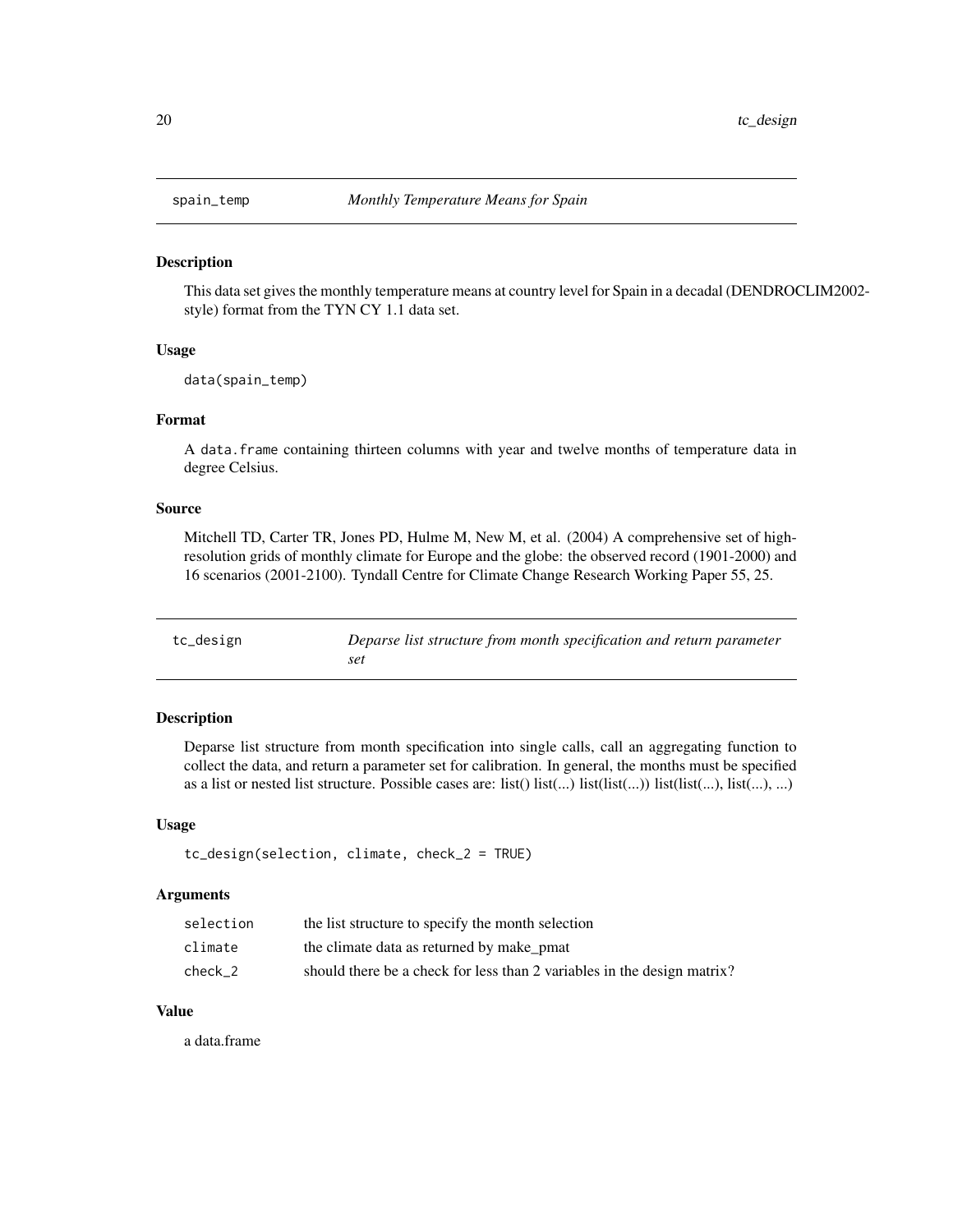## spain_temp — *Monthly Temperature Means for Spain*

### Description

This data set gives the monthly temperature means at country level for Spain in a decadal (DENDROCLIM2002-style) format from the TYN CY 1.1 data set.

### Usage

```
data(spain_temp)
```

### Format

A `data.frame` containing thirteen columns with year and twelve months of temperature data in degree Celsius.

### Source

Mitchell TD, Carter TR, Jones PD, Hulme M, New M, et al. (2004) A comprehensive set of high-resolution grids of monthly climate for Europe and the globe: the observed record (1901-2000) and 16 scenarios (2001-2100). Tyndall Centre for Climate Change Research Working Paper 55, 25.

## tc_design — *Deparse list structure from month specification and return parameter set*

### Description

Deparse list structure from month specification into single calls, call an aggregating function to collect the data, and return a parameter set for calibration. In general, the months must be specified as a list or nested list structure. Possible cases are: list() list(...) list(list(...)) list(list(...), list(...), ...)

### Usage

```
tc_design(selection, climate, check_2 = TRUE)
```

### Arguments

| | |
|---|---|
| `selection` | the list structure to specify the month selection |
| `climate` | the climate data as returned by make_pmat |
| `check_2` | should there be a check for less than 2 variables in the design matrix? |

### Value

a data.frame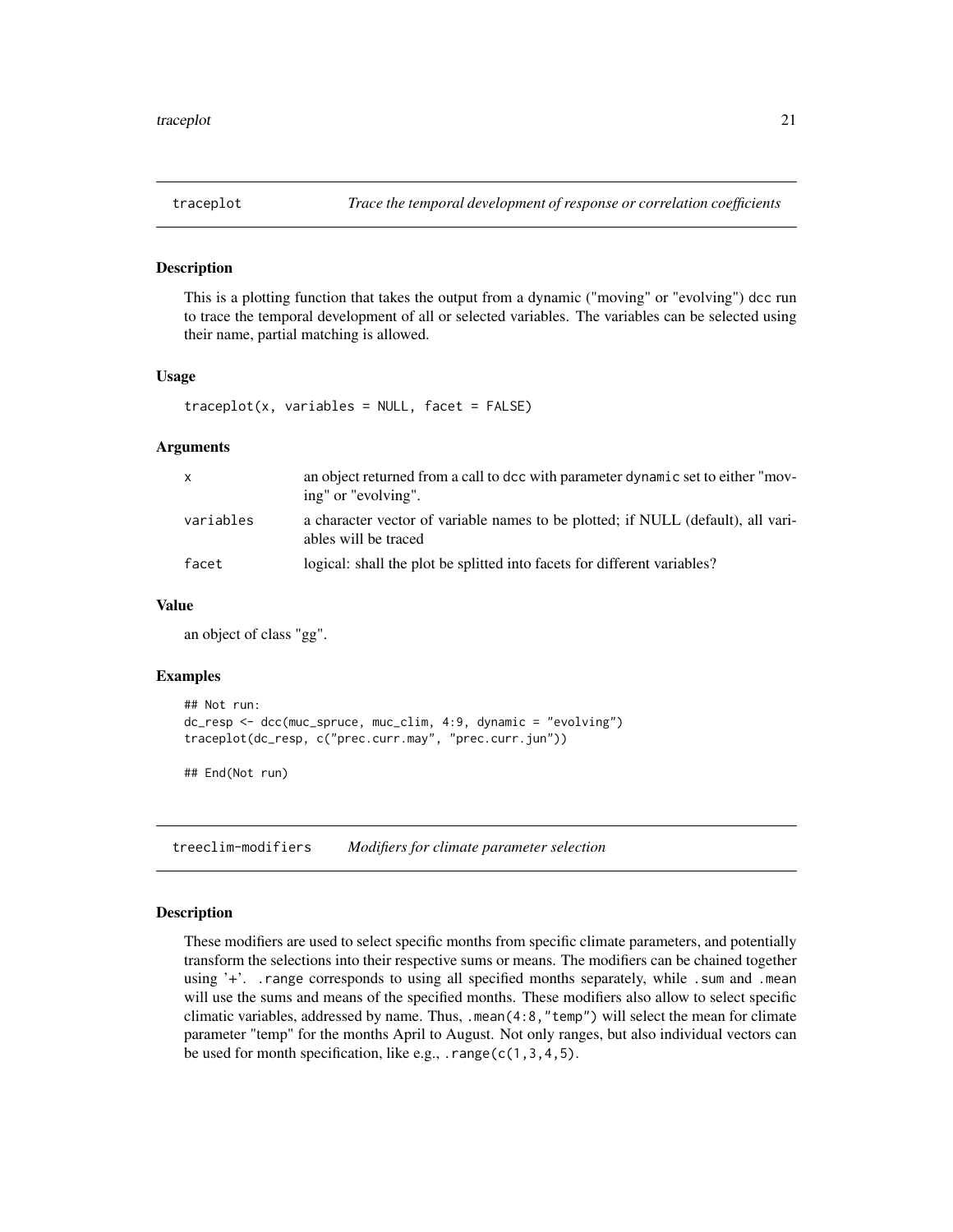## traceplot — *Trace the temporal development of response or correlation coefficients*

### Description

This is a plotting function that takes the output from a dynamic ("moving" or "evolving") dcc run to trace the temporal development of all or selected variables. The variables can be selected using their name, partial matching is allowed.

### Usage

```
traceplot(x, variables = NULL, facet = FALSE)
```

### Arguments

| | |
|---|---|
| x | an object returned from a call to dcc with parameter dynamic set to either "moving" or "evolving". |
| variables | a character vector of variable names to be plotted; if NULL (default), all variables will be traced |
| facet | logical: shall the plot be splitted into facets for different variables? |

### Value

an object of class "gg".

### Examples

```
## Not run:
dc_resp <- dcc(muc_spruce, muc_clim, 4:9, dynamic = "evolving")
traceplot(dc_resp, c("prec.curr.may", "prec.curr.jun"))

## End(Not run)
```

## treeclim-modifiers — *Modifiers for climate parameter selection*

### Description

These modifiers are used to select specific months from specific climate parameters, and potentially transform the selections into their respective sums or means. The modifiers can be chained together using '+'. .range corresponds to using all specified months separately, while .sum and .mean will use the sums and means of the specified months. These modifiers also allow to select specific climatic variables, addressed by name. Thus, .mean(4:8,"temp") will select the mean for climate parameter "temp" for the months April to August. Not only ranges, but also individual vectors can be used for month specification, like e.g., .range(c(1,3,4,5).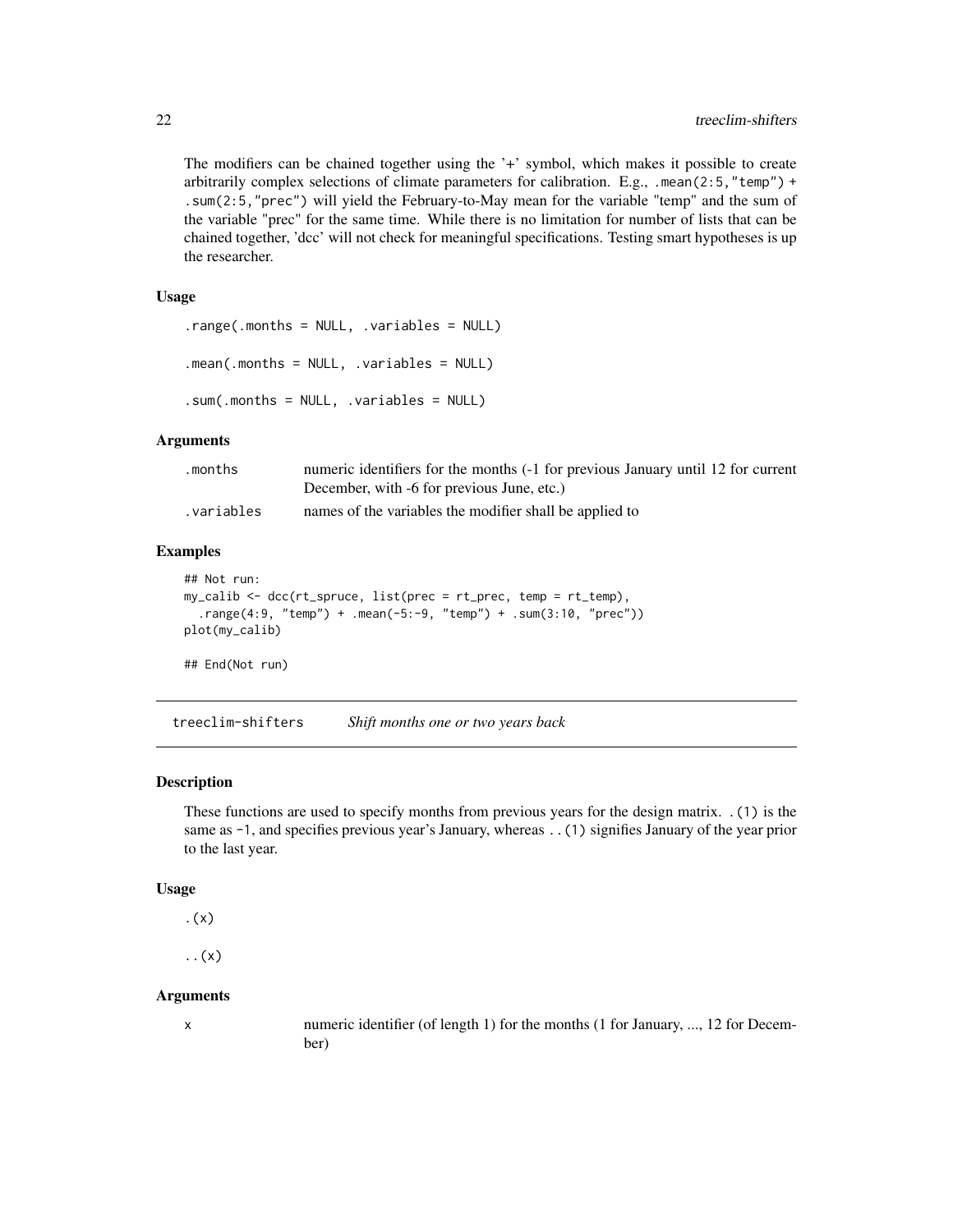The modifiers can be chained together using the '+' symbol, which makes it possible to create arbitrarily complex selections of climate parameters for calibration. E.g., `.mean(2:5,"temp") + .sum(2:5,"prec")` will yield the February-to-May mean for the variable "temp" and the sum of the variable "prec" for the same time. While there is no limitation for number of lists that can be chained together, 'dcc' will not check for meaningful specifications. Testing smart hypotheses is up the researcher.

### Usage

```
.range(.months = NULL, .variables = NULL)

.mean(.months = NULL, .variables = NULL)

.sum(.months = NULL, .variables = NULL)
```

### Arguments

| | |
|---|---|
| `.months` | numeric identifiers for the months (-1 for previous January until 12 for current December, with -6 for previous June, etc.) |
| `.variables` | names of the variables the modifier shall be applied to |

### Examples

```
## Not run:
my_calib <- dcc(rt_spruce, list(prec = rt_prec, temp = rt_temp),
  .range(4:9, "temp") + .mean(-5:-9, "temp") + .sum(3:10, "prec"))
plot(my_calib)

## End(Not run)
```

## treeclim-shifters    *Shift months one or two years back*

### Description

These functions are used to specify months from previous years for the design matrix. `.(1)` is the same as `-1`, and specifies previous year's January, whereas `..(1)` signifies January of the year prior to the last year.

### Usage

```
.(x)

..(x)
```

### Arguments

| | |
|---|---|
| `x` | numeric identifier (of length 1) for the months (1 for January, ..., 12 for December) |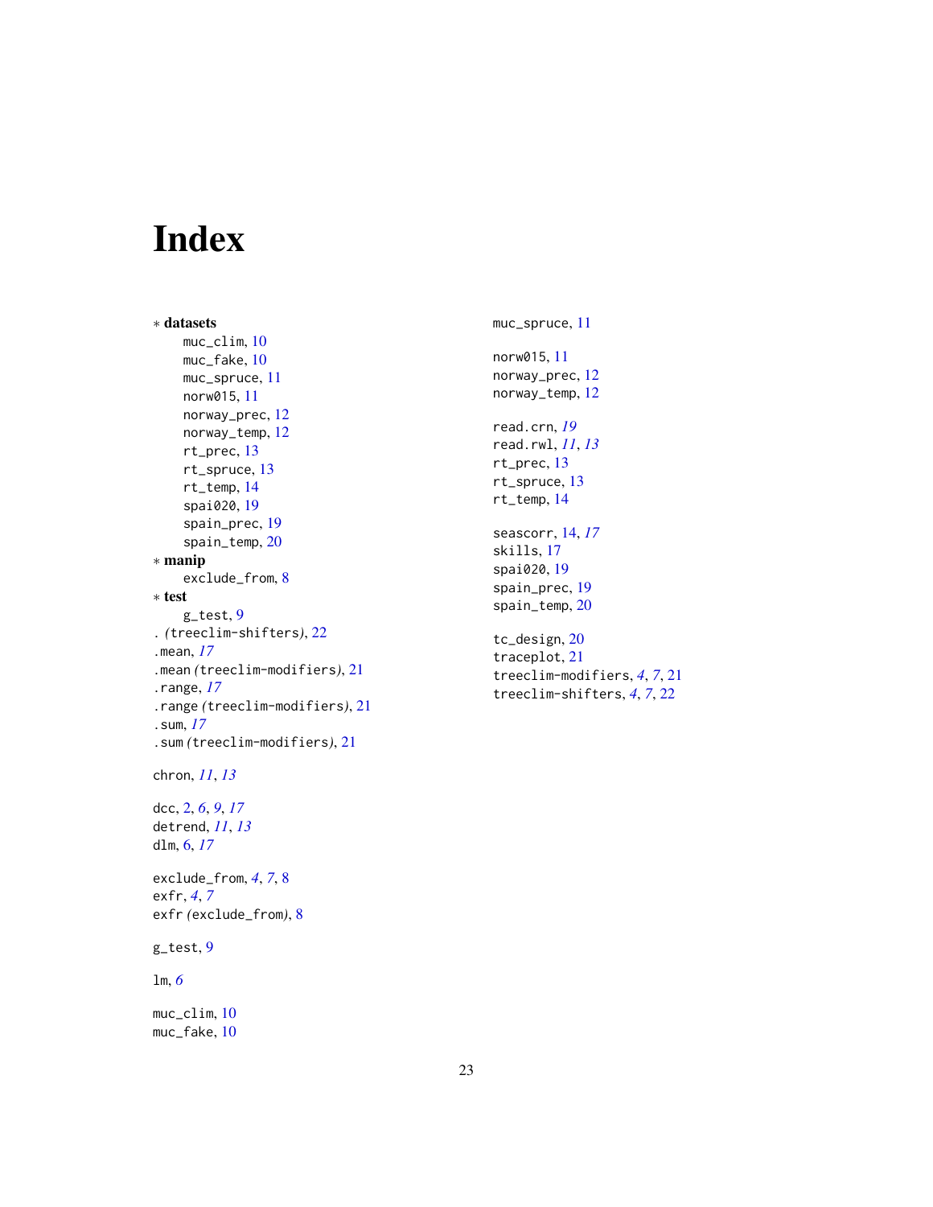# Index

∗ **datasets**
- muc_clim, 10
- muc_fake, 10
- muc_spruce, 11
- norw015, 11
- norway_prec, 12
- norway_temp, 12
- rt_prec, 13
- rt_spruce, 13
- rt_temp, 14
- spai020, 19
- spain_prec, 19
- spain_temp, 20

∗ **manip**
- exclude_from, 8

∗ **test**
- g_test, 9

. *(*treeclim-shifters*)*, 22
.mean, *17*
.mean *(*treeclim-modifiers*)*, 21
.range, *17*
.range *(*treeclim-modifiers*)*, 21
.sum, *17*
.sum *(*treeclim-modifiers*)*, 21

chron, *11*, *13*

dcc, 2, *6*, *9*, *17*
detrend, *11*, *13*
dlm, 6, *17*

exclude_from, *4*, *7*, 8
exfr, *4*, *7*
exfr *(*exclude_from*)*, 8

g_test, 9

lm, *6*

muc_clim, 10
muc_fake, 10
muc_spruce, 11

norw015, 11
norway_prec, 12
norway_temp, 12

read.crn, *19*
read.rwl, *11*, *13*
rt_prec, 13
rt_spruce, 13
rt_temp, 14

seascorr, 14, *17*
skills, 17
spai020, 19
spain_prec, 19
spain_temp, 20

tc_design, 20
traceplot, 21
treeclim-modifiers, *4*, *7*, 21
treeclim-shifters, *4*, *7*, 22